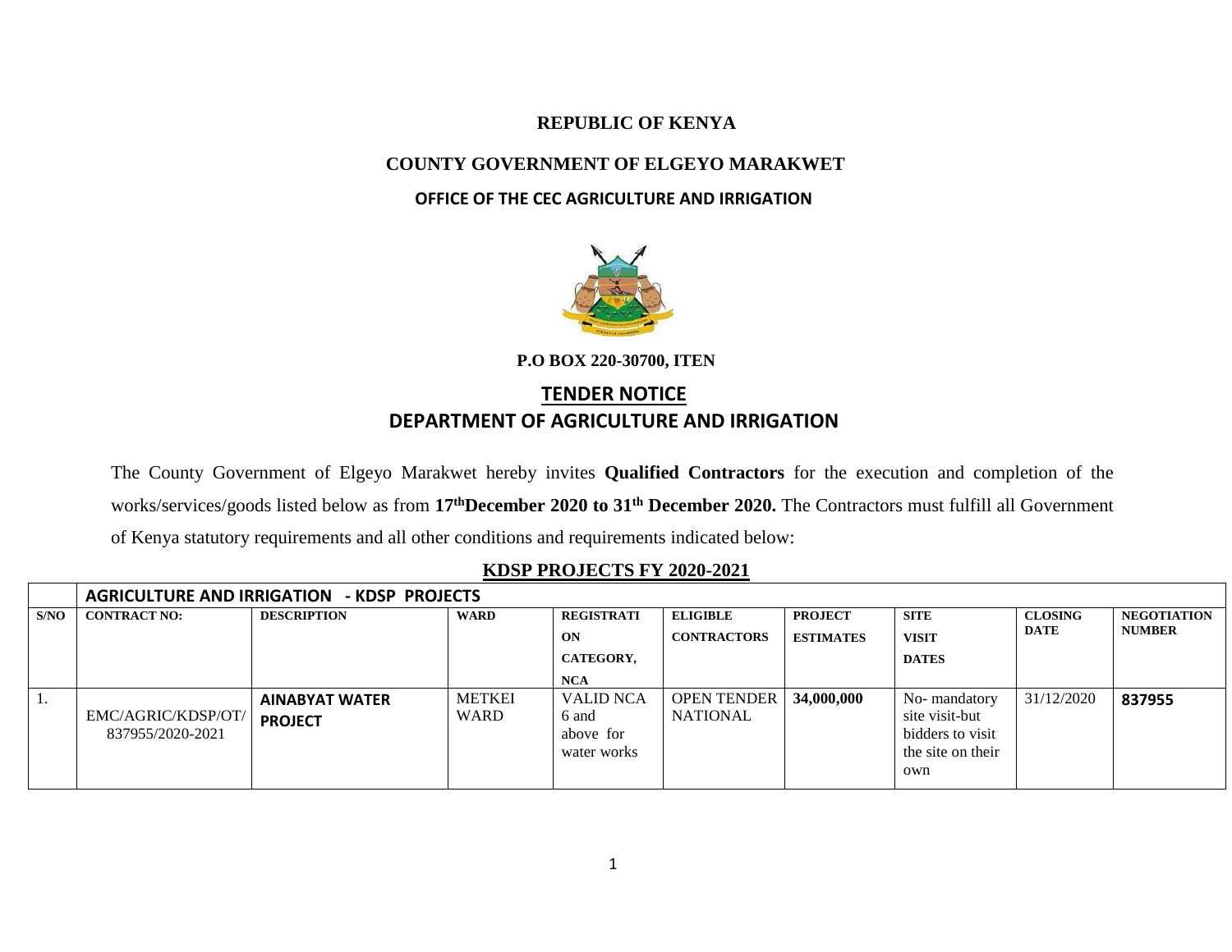**REPUBLIC OF KENYA**

**COUNTY GOVERNMENT OF ELGEYO MARAKWET**

**OFFICE OF THE CEC AGRICULTURE AND IRRIGATION**

**P.O BOX 220-30700, ITEN**

# TENDER NOTICE

## DEPARTMENT OF AGRICULTURE AND IRRIGATION

The County Government of Elgeyo Marakwet hereby invites **Qualified Contractors** for the execution and completion of the works/services/goods listed below as from **17th December 2020 to 31th December 2020.** The Contractors must fulfill all Government of Kenya statutory requirements and all other conditions and requirements indicated below:

**KDSP PROJECTS FY 2020-2021**

| | AGRICULTURE AND IRRIGATION - KDSP PROJECTS | | | | | | | | |
|---|---|---|---|---|---|---|---|---|---|
| S/NO | CONTRACT NO: | DESCRIPTION | WARD | REGISTRATION CATEGORY, NCA | ELIGIBLE CONTRACTORS | PROJECT ESTIMATES | SITE VISIT DATES | CLOSING DATE | NEGOTIATION NUMBER |
| 1. | EMC/AGRIC/KDSP/OT/837955/2020-2021 | **AINABYAT WATER PROJECT** | METKEI WARD | VALID NCA 6 and above for water works | OPEN TENDER NATIONAL | **34,000,000** | No- mandatory site visit-but bidders to visit the site on their own | 31/12/2020 | **837955** |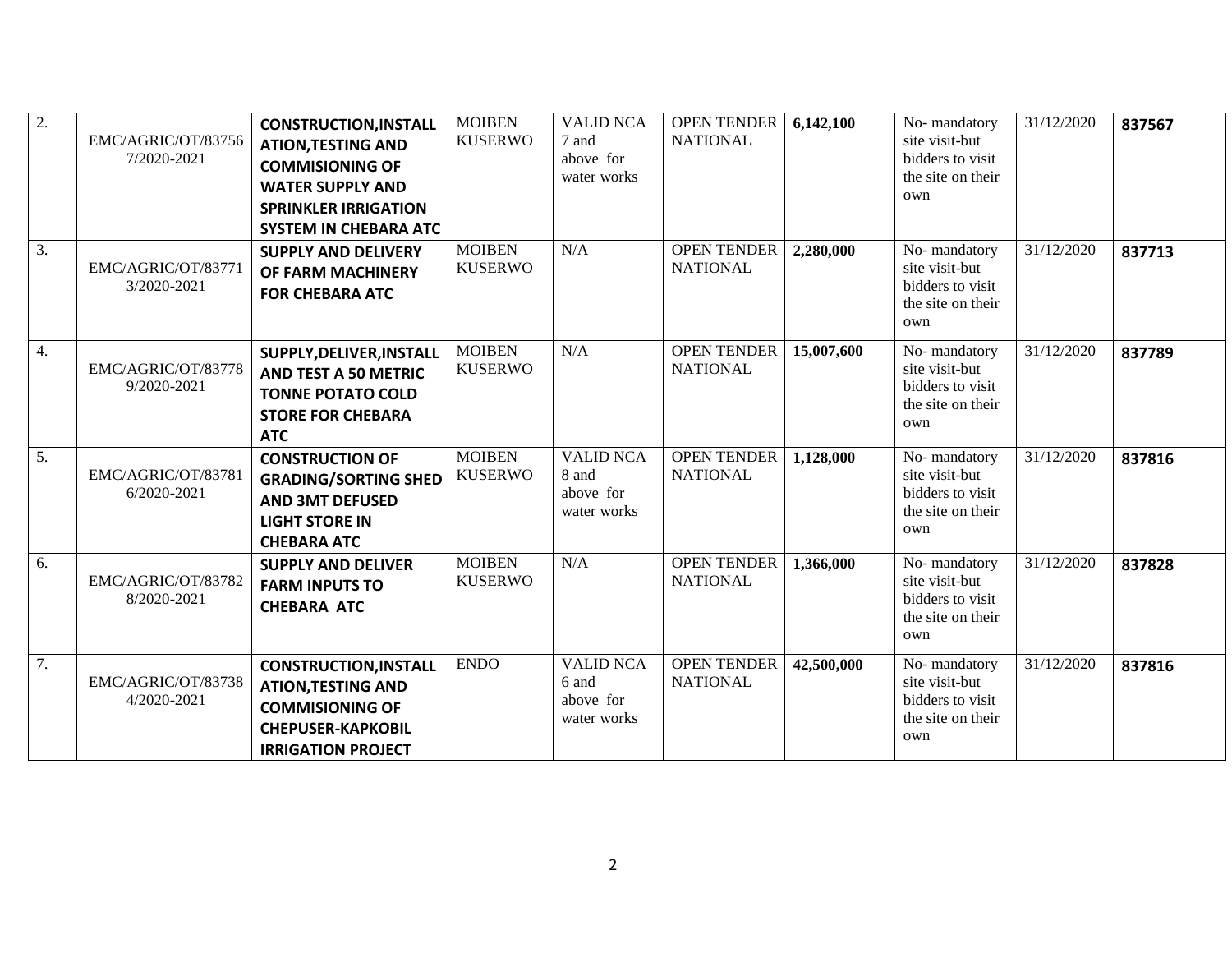| 2. | EMC/AGRIC/OT/837567/2020-2021 | **CONSTRUCTION,INSTALLATION,TESTING AND COMMISIONING OF WATER SUPPLY AND SPRINKLER IRRIGATION SYSTEM IN CHEBARA ATC** | MOIBEN KUSERWO | VALID NCA 7 and above for water works | OPEN TENDER NATIONAL | **6,142,100** | No- mandatory site visit-but bidders to visit the site on their own | 31/12/2020 | **837567** |
|---|---|---|---|---|---|---|---|---|---|
| 3. | EMC/AGRIC/OT/837713/2020-2021 | **SUPPLY AND DELIVERY OF FARM MACHINERY FOR CHEBARA ATC** | MOIBEN KUSERWO | N/A | OPEN TENDER NATIONAL | **2,280,000** | No- mandatory site visit-but bidders to visit the site on their own | 31/12/2020 | **837713** |
| 4. | EMC/AGRIC/OT/837789/2020-2021 | **SUPPLY,DELIVER,INSTALL AND TEST A 50 METRIC TONNE POTATO COLD STORE FOR CHEBARA ATC** | MOIBEN KUSERWO | N/A | OPEN TENDER NATIONAL | **15,007,600** | No- mandatory site visit-but bidders to visit the site on their own | 31/12/2020 | **837789** |
| 5. | EMC/AGRIC/OT/837816/2020-2021 | **CONSTRUCTION OF GRADING/SORTING SHED AND 3MT DEFUSED LIGHT STORE IN CHEBARA ATC** | MOIBEN KUSERWO | VALID NCA 8 and above for water works | OPEN TENDER NATIONAL | **1,128,000** | No- mandatory site visit-but bidders to visit the site on their own | 31/12/2020 | **837816** |
| 6. | EMC/AGRIC/OT/837828/2020-2021 | **SUPPLY AND DELIVER FARM INPUTS TO CHEBARA ATC** | MOIBEN KUSERWO | N/A | OPEN TENDER NATIONAL | **1,366,000** | No- mandatory site visit-but bidders to visit the site on their own | 31/12/2020 | **837828** |
| 7. | EMC/AGRIC/OT/837384/2020-2021 | **CONSTRUCTION,INSTALLATION,TESTING AND COMMISIONING OF CHEPUSER-KAPKOBIL IRRIGATION PROJECT** | ENDO | VALID NCA 6 and above for water works | OPEN TENDER NATIONAL | **42,500,000** | No- mandatory site visit-but bidders to visit the site on their own | 31/12/2020 | **837816** |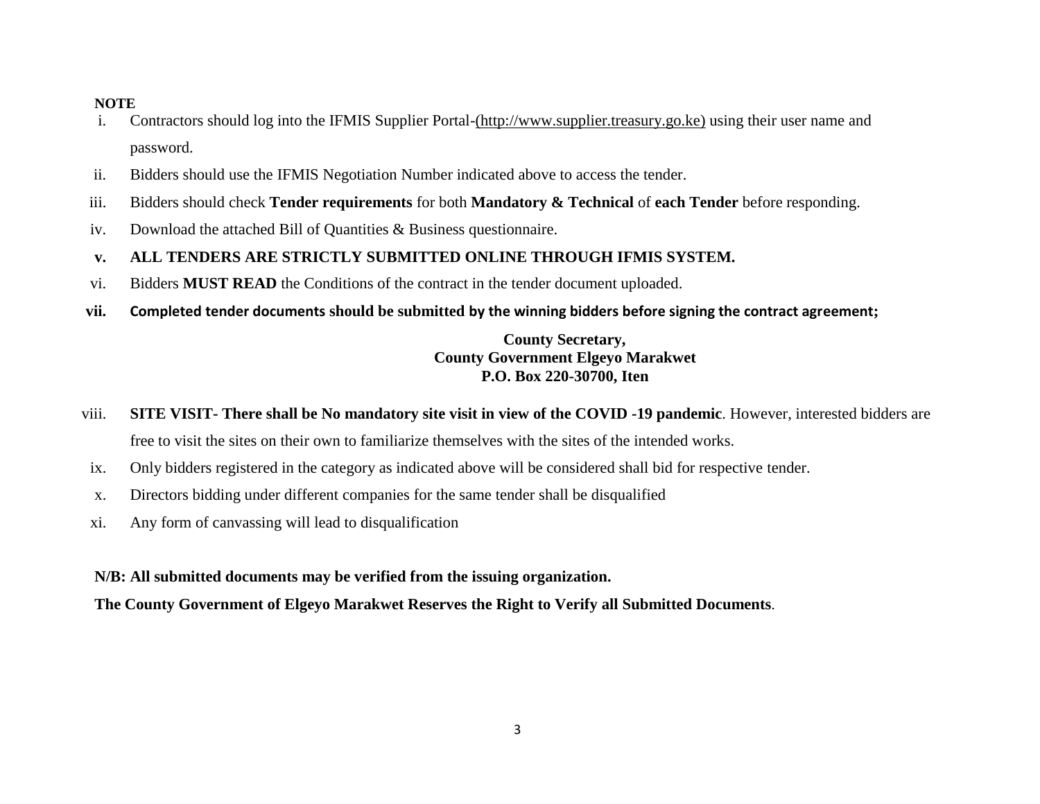**NOTE**

i. Contractors should log into the IFMIS Supplier Portal-(http://www.supplier.treasury.go.ke) using their user name and password.

ii. Bidders should use the IFMIS Negotiation Number indicated above to access the tender.

iii. Bidders should check **Tender requirements** for both **Mandatory & Technical** of **each Tender** before responding.

iv. Download the attached Bill of Quantities & Business questionnaire.

**v. ALL TENDERS ARE STRICTLY SUBMITTED ONLINE THROUGH IFMIS SYSTEM.**

vi. Bidders **MUST READ** the Conditions of the contract in the tender document uploaded.

**vii. Completed tender documents should be submitted by the winning bidders before signing the contract agreement;**

**County Secretary,**
**County Government Elgeyo Marakwet**
**P.O. Box 220-30700, Iten**

viii. **SITE VISIT- There shall be No mandatory site visit in view of the COVID -19 pandemic**. However, interested bidders are free to visit the sites on their own to familiarize themselves with the sites of the intended works.

ix. Only bidders registered in the category as indicated above will be considered shall bid for respective tender.

x. Directors bidding under different companies for the same tender shall be disqualified

xi. Any form of canvassing will lead to disqualification

**N/B: All submitted documents may be verified from the issuing organization.**

**The County Government of Elgeyo Marakwet Reserves the Right to Verify all Submitted Documents**.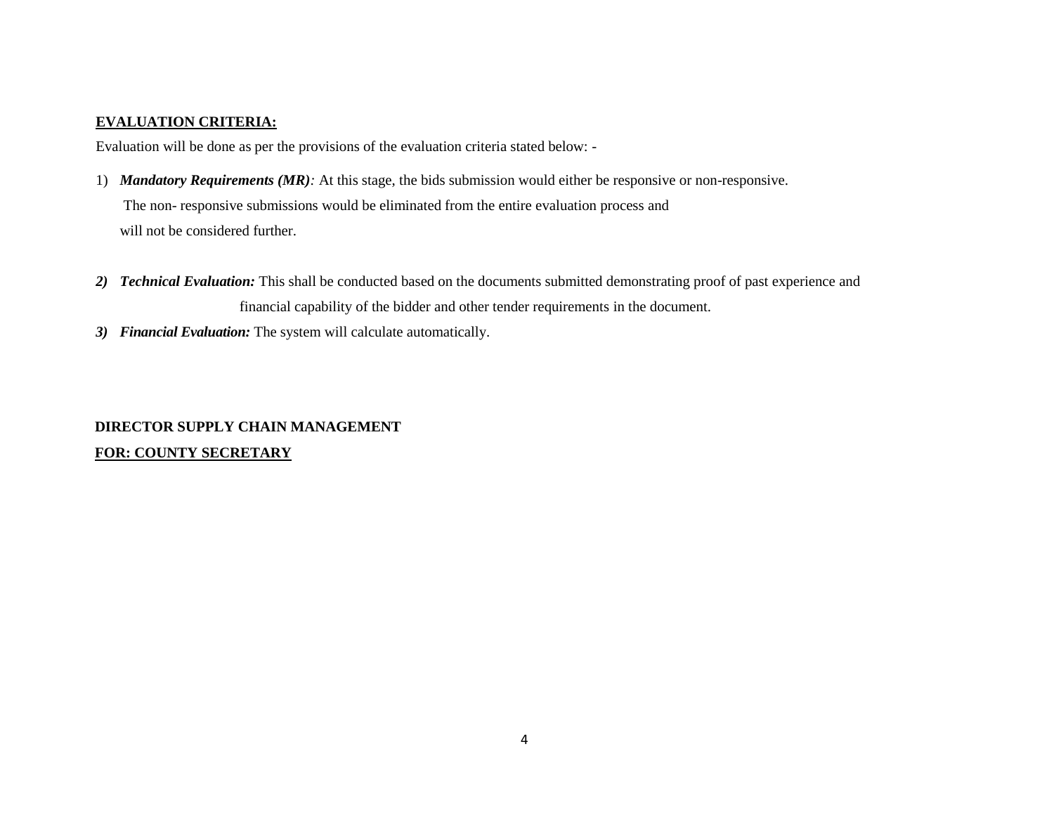**<u>EVALUATION CRITERIA:</u>**

Evaluation will be done as per the provisions of the evaluation criteria stated below: -

1) ***Mandatory Requirements (MR)**:* At this stage, the bids submission would either be responsive or non-responsive. The non- responsive submissions would be eliminated from the entire evaluation process and will not be considered further.

2) ***Technical Evaluation:*** This shall be conducted based on the documents submitted demonstrating proof of past experience and financial capability of the bidder and other tender requirements in the document.

3) ***Financial Evaluation:*** The system will calculate automatically.

**DIRECTOR SUPPLY CHAIN MANAGEMENT**

**<u>FOR: COUNTY SECRETARY</u>**